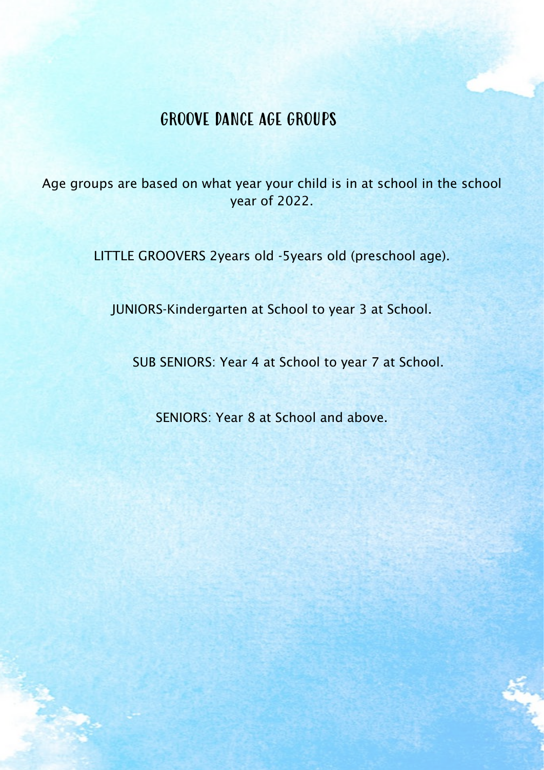# GROOVE DANCE AGE GROUPS

Age groups are based on what year your child is in at school in the school year of 2022.

LITTLE GROOVERS 2years old -5years old (preschool age).

JUNIORS-Kindergarten at School to year 3 at School.

SUB SENIORS: Year 4 at School to year 7 at School.

SENIORS: Year 8 at School and above.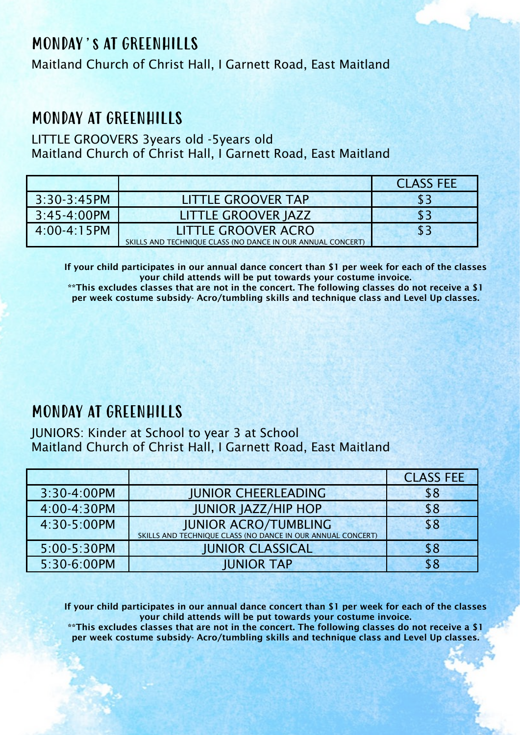## MONDAY'S AT GREENHILLS

Maitland Church of Christ Hall, I Garnett Road, East Maitland

## MONDAY AT GREENHILLS

LITTLE GROOVERS 3years old -5years old
Maitland Church of Christ Hall, I Garnett Road, East Maitland

| | | CLASS FEE |
|---|---|---|
| 3:30-3:45PM | LITTLE GROOVER TAP | $3 |
| 3:45-4:00PM | LITTLE GROOVER JAZZ | $3 |
| 4:00-4:15PM | LITTLE GROOVER ACRO<br>SKILLS AND TECHNIQUE CLASS (NO DANCE IN OUR ANNUAL CONCERT) | $3 |

**If your child participates in our annual dance concert than $1 per week for each of the classes your child attends will be put towards your costume invoice.**
**\*\*This excludes classes that are not in the concert. The following classes do not receive a $1 per week costume subsidy- Acro/tumbling skills and technique class and Level Up classes.**

## MONDAY AT GREENHILLS

JUNIORS: Kinder at School to year 3 at School
Maitland Church of Christ Hall, I Garnett Road, East Maitland

| | | CLASS FEE |
|---|---|---|
| 3:30-4:00PM | JUNIOR CHEERLEADING | $8 |
| 4:00-4:30PM | JUNIOR JAZZ/HIP HOP | $8 |
| 4:30-5:00PM | JUNIOR ACRO/TUMBLING<br>SKILLS AND TECHNIQUE CLASS (NO DANCE IN OUR ANNUAL CONCERT) | $8 |
| 5:00-5:30PM | JUNIOR CLASSICAL | $8 |
| 5:30-6:00PM | JUNIOR TAP | $8 |

**If your child participates in our annual dance concert than $1 per week for each of the classes your child attends will be put towards your costume invoice.**
**\*\*This excludes classes that are not in the concert. The following classes do not receive a $1 per week costume subsidy- Acro/tumbling skills and technique class and Level Up classes.**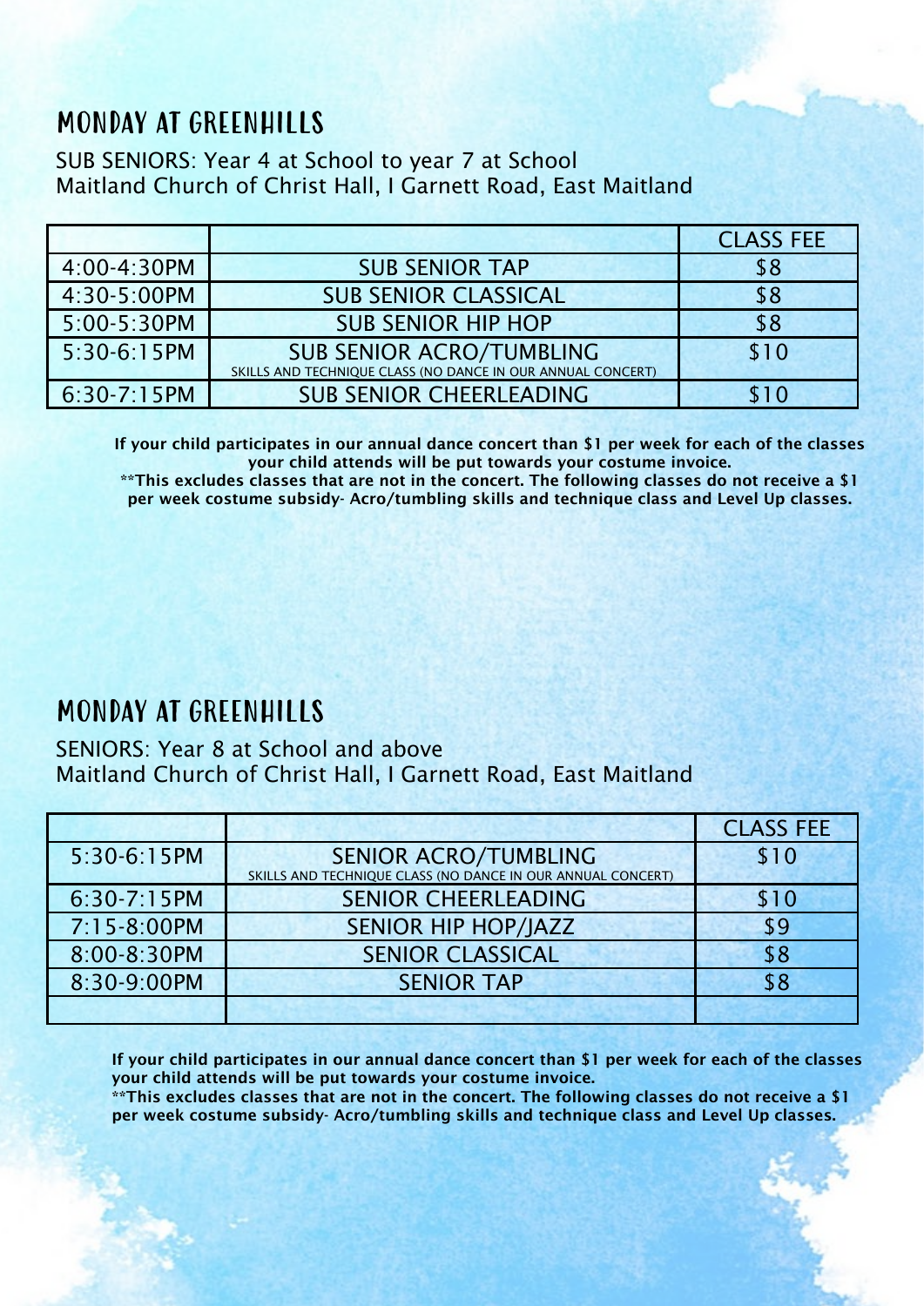## MONDAY AT GREENHILLS

SUB SENIORS: Year 4 at School to year 7 at School
Maitland Church of Christ Hall, I Garnett Road, East Maitland

| | | CLASS FEE |
|---|---|---|
| 4:00-4:30PM | SUB SENIOR TAP | $8 |
| 4:30-5:00PM | SUB SENIOR CLASSICAL | $8 |
| 5:00-5:30PM | SUB SENIOR HIP HOP | $8 |
| 5:30-6:15PM | SUB SENIOR ACRO/TUMBLING<br>SKILLS AND TECHNIQUE CLASS (NO DANCE IN OUR ANNUAL CONCERT) | $10 |
| 6:30-7:15PM | SUB SENIOR CHEERLEADING | $10 |

**If your child participates in our annual dance concert than $1 per week for each of the classes your child attends will be put towards your costume invoice.**
**\*\*This excludes classes that are not in the concert. The following classes do not receive a $1 per week costume subsidy- Acro/tumbling skills and technique class and Level Up classes.**

## MONDAY AT GREENHILLS

SENIORS: Year 8 at School and above
Maitland Church of Christ Hall, I Garnett Road, East Maitland

| | | CLASS FEE |
|---|---|---|
| 5:30-6:15PM | SENIOR ACRO/TUMBLING<br>SKILLS AND TECHNIQUE CLASS (NO DANCE IN OUR ANNUAL CONCERT) | $10 |
| 6:30-7:15PM | SENIOR CHEERLEADING | $10 |
| 7:15-8:00PM | SENIOR HIP HOP/JAZZ | $9 |
| 8:00-8:30PM | SENIOR CLASSICAL | $8 |
| 8:30-9:00PM | SENIOR TAP | $8 |
| | | |

**If your child participates in our annual dance concert than $1 per week for each of the classes your child attends will be put towards your costume invoice.**
**\*\*This excludes classes that are not in the concert. The following classes do not receive a $1 per week costume subsidy- Acro/tumbling skills and technique class and Level Up classes.**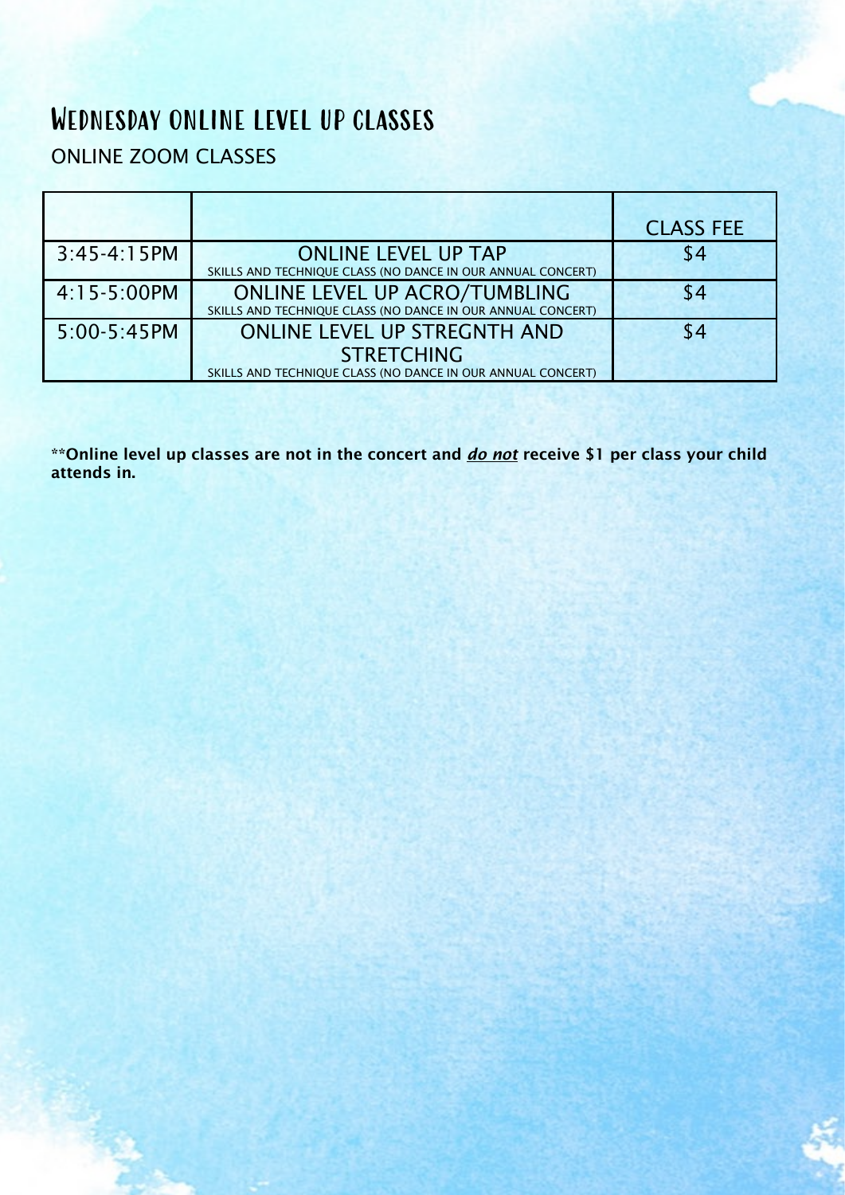# Wednesday online level up classes

ONLINE ZOOM CLASSES

| | | CLASS FEE |
|---|---|---|
| 3:45-4:15PM | ONLINE LEVEL UP TAP<br>SKILLS AND TECHNIQUE CLASS (NO DANCE IN OUR ANNUAL CONCERT) | $4 |
| 4:15-5:00PM | ONLINE LEVEL UP ACRO/TUMBLING<br>SKILLS AND TECHNIQUE CLASS (NO DANCE IN OUR ANNUAL CONCERT) | $4 |
| 5:00-5:45PM | ONLINE LEVEL UP STREGNTH AND STRETCHING<br>SKILLS AND TECHNIQUE CLASS (NO DANCE IN OUR ANNUAL CONCERT) | $4 |

**\*\*Online level up classes are not in the concert and <u>*do not*</u> receive $1 per class your child attends in.**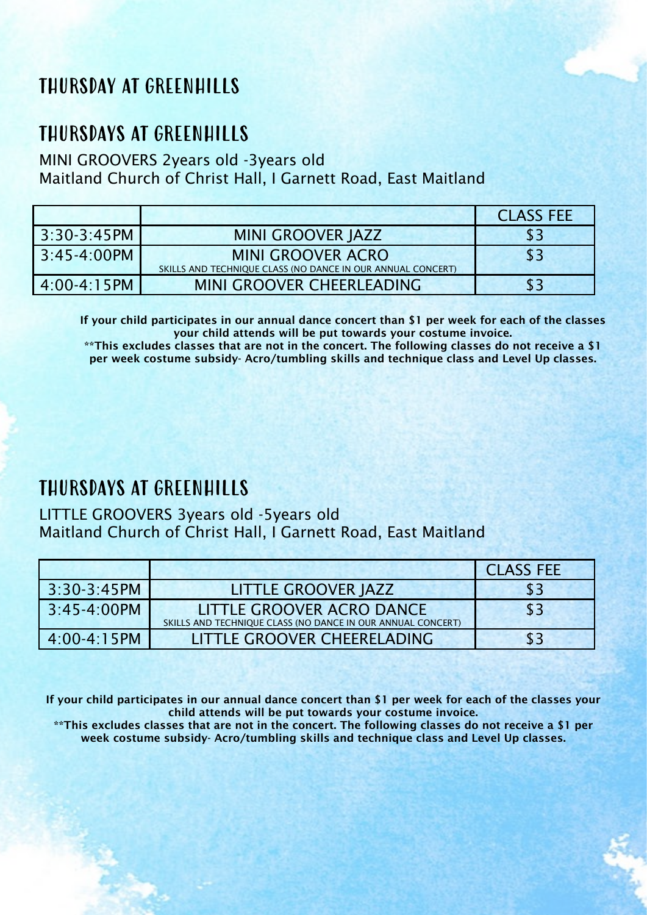# THURSDAY AT GREENHILLS

## THURSDAYS AT GREENHILLS

MINI GROOVERS 2years old -3years old
Maitland Church of Christ Hall, I Garnett Road, East Maitland

| | | CLASS FEE |
|---|---|---|
| 3:30-3:45PM | MINI GROOVER JAZZ | $3 |
| 3:45-4:00PM | MINI GROOVER ACRO<br>SKILLS AND TECHNIQUE CLASS (NO DANCE IN OUR ANNUAL CONCERT) | $3 |
| 4:00-4:15PM | MINI GROOVER CHEERLEADING | $3 |

**If your child participates in our annual dance concert than $1 per week for each of the classes your child attends will be put towards your costume invoice.**
**\*\*This excludes classes that are not in the concert. The following classes do not receive a $1 per week costume subsidy- Acro/tumbling skills and technique class and Level Up classes.**

## THURSDAYS AT GREENHILLS

LITTLE GROOVERS 3years old -5years old
Maitland Church of Christ Hall, I Garnett Road, East Maitland

| | | CLASS FEE |
|---|---|---|
| 3:30-3:45PM | LITTLE GROOVER JAZZ | $3 |
| 3:45-4:00PM | LITTLE GROOVER ACRO DANCE<br>SKILLS AND TECHNIQUE CLASS (NO DANCE IN OUR ANNUAL CONCERT) | $3 |
| 4:00-4:15PM | LITTLE GROOVER CHEERELADING | $3 |

**If your child participates in our annual dance concert than $1 per week for each of the classes your child attends will be put towards your costume invoice.**
**\*\*This excludes classes that are not in the concert. The following classes do not receive a $1 per week costume subsidy- Acro/tumbling skills and technique class and Level Up classes.**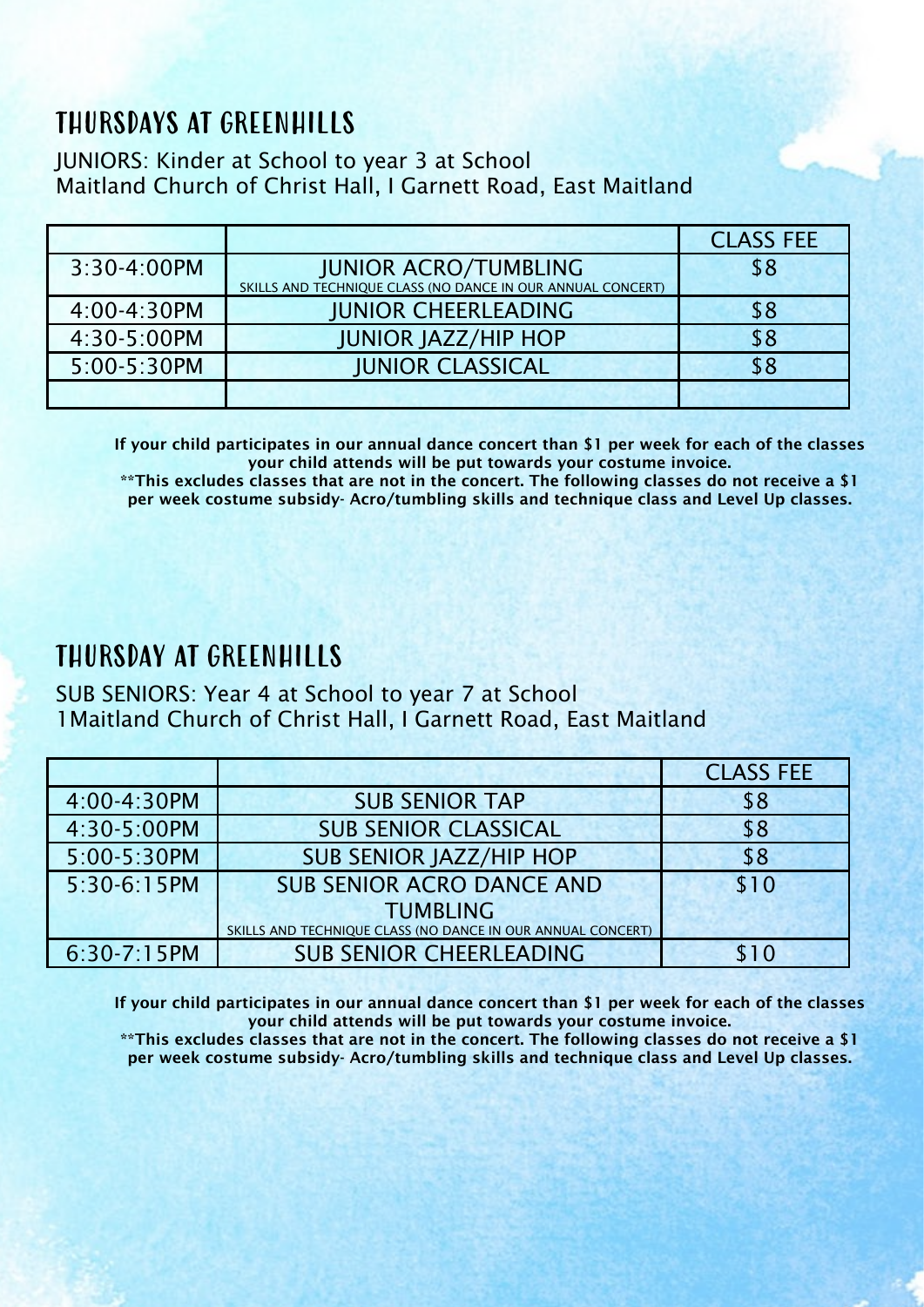## THURSDAYS AT GREENHILLS

JUNIORS: Kinder at School to year 3 at School
Maitland Church of Christ Hall, I Garnett Road, East Maitland

| | | CLASS FEE |
|---|---|---|
| 3:30-4:00PM | JUNIOR ACRO/TUMBLING<br>SKILLS AND TECHNIQUE CLASS (NO DANCE IN OUR ANNUAL CONCERT) | $8 |
| 4:00-4:30PM | JUNIOR CHEERLEADING | $8 |
| 4:30-5:00PM | JUNIOR JAZZ/HIP HOP | $8 |
| 5:00-5:30PM | JUNIOR CLASSICAL | $8 |
| | | |

**If your child participates in our annual dance concert than $1 per week for each of the classes your child attends will be put towards your costume invoice.**
**\*\*This excludes classes that are not in the concert. The following classes do not receive a $1 per week costume subsidy- Acro/tumbling skills and technique class and Level Up classes.**

## THURSDAY AT GREENHILLS

SUB SENIORS: Year 4 at School to year 7 at School
1Maitland Church of Christ Hall, I Garnett Road, East Maitland

| | | CLASS FEE |
|---|---|---|
| 4:00-4:30PM | SUB SENIOR TAP | $8 |
| 4:30-5:00PM | SUB SENIOR CLASSICAL | $8 |
| 5:00-5:30PM | SUB SENIOR JAZZ/HIP HOP | $8 |
| 5:30-6:15PM | SUB SENIOR ACRO DANCE AND TUMBLING<br>SKILLS AND TECHNIQUE CLASS (NO DANCE IN OUR ANNUAL CONCERT) | $10 |
| 6:30-7:15PM | SUB SENIOR CHEERLEADING | $10 |

**If your child participates in our annual dance concert than $1 per week for each of the classes your child attends will be put towards your costume invoice.**
**\*\*This excludes classes that are not in the concert. The following classes do not receive a $1 per week costume subsidy- Acro/tumbling skills and technique class and Level Up classes.**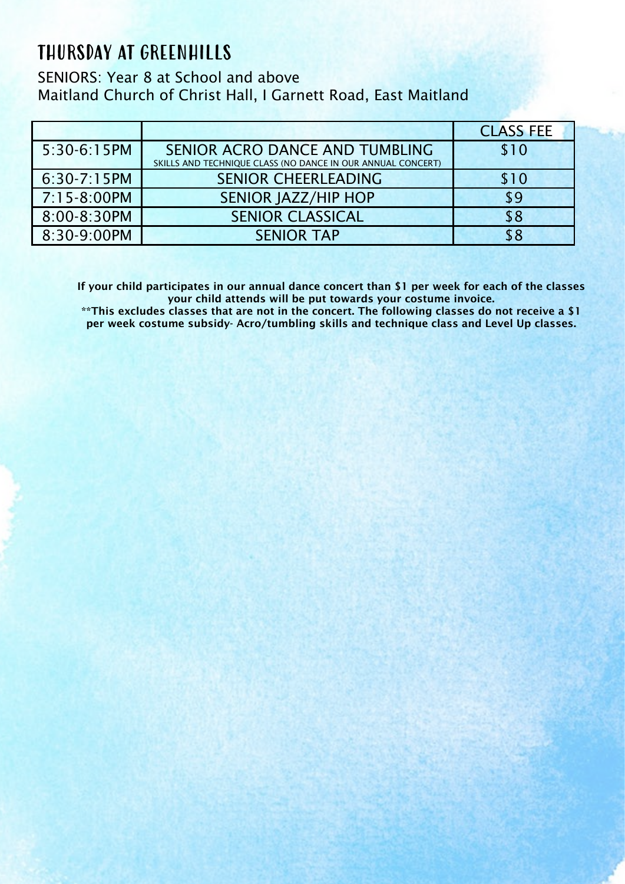# THURSDAY AT GREENHILLS

SENIORS: Year 8 at School and above
Maitland Church of Christ Hall, I Garnett Road, East Maitland

| | | CLASS FEE |
|---|---|---|
| 5:30-6:15PM | SENIOR ACRO DANCE AND TUMBLING SKILLS AND TECHNIQUE CLASS (NO DANCE IN OUR ANNUAL CONCERT) | $10 |
| 6:30-7:15PM | SENIOR CHEERLEADING | $10 |
| 7:15-8:00PM | SENIOR JAZZ/HIP HOP | $9 |
| 8:00-8:30PM | SENIOR CLASSICAL | $8 |
| 8:30-9:00PM | SENIOR TAP | $8 |

**If your child participates in our annual dance concert than $1 per week for each of the classes your child attends will be put towards your costume invoice.**
**\*\*This excludes classes that are not in the concert. The following classes do not receive a $1 per week costume subsidy- Acro/tumbling skills and technique class and Level Up classes.**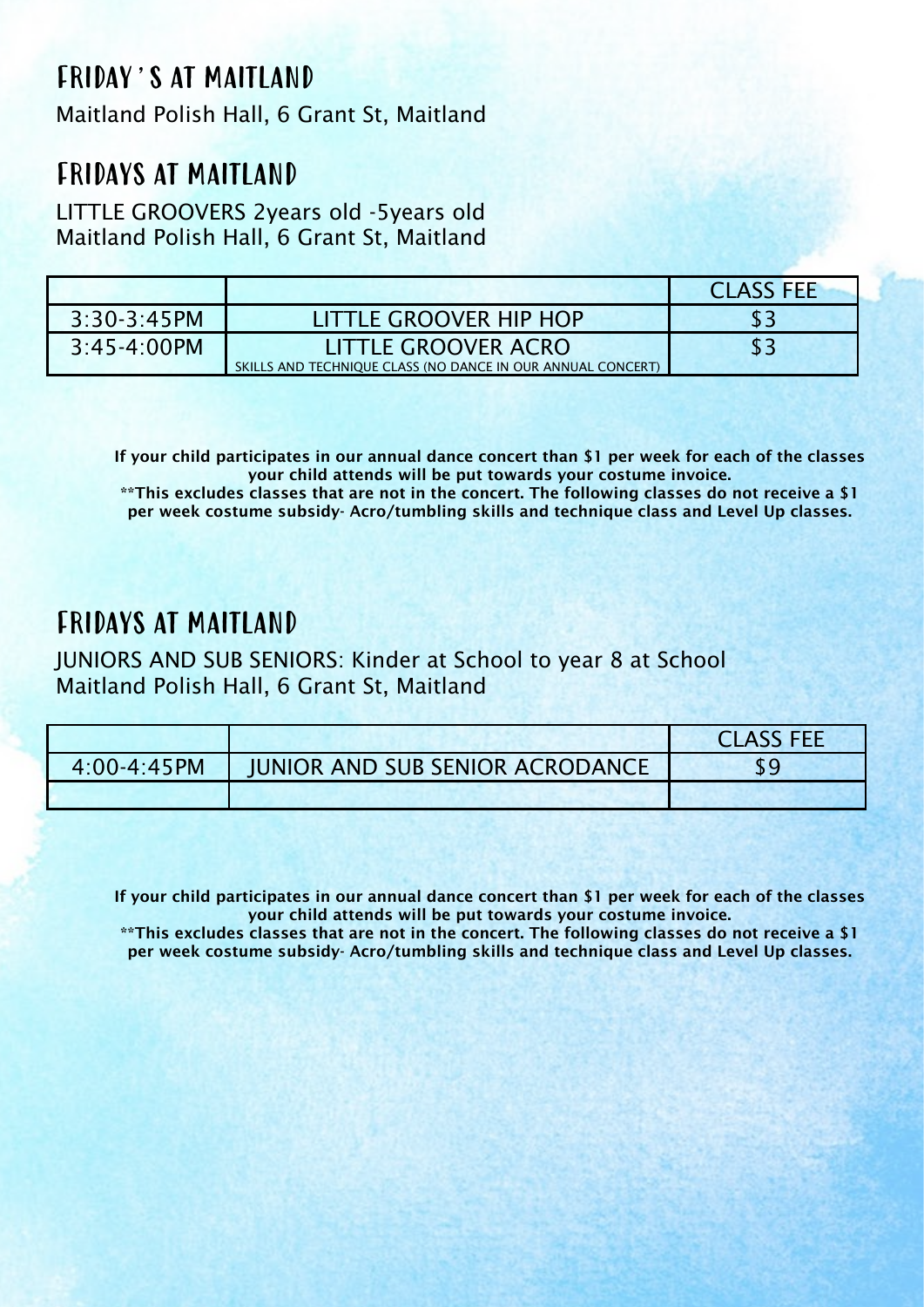## FRIDAY'S AT MAITLAND

Maitland Polish Hall, 6 Grant St, Maitland

## FRIDAYS AT MAITLAND

LITTLE GROOVERS 2years old -5years old
Maitland Polish Hall, 6 Grant St, Maitland

| | | CLASS FEE |
|---|---|---|
| 3:30-3:45PM | LITTLE GROOVER HIP HOP | $3 |
| 3:45-4:00PM | LITTLE GROOVER ACRO<br>SKILLS AND TECHNIQUE CLASS (NO DANCE IN OUR ANNUAL CONCERT) | $3 |

**If your child participates in our annual dance concert than $1 per week for each of the classes your child attends will be put towards your costume invoice.**
**\*\*This excludes classes that are not in the concert. The following classes do not receive a $1 per week costume subsidy- Acro/tumbling skills and technique class and Level Up classes.**

## FRIDAYS AT MAITLAND

JUNIORS AND SUB SENIORS: Kinder at School to year 8 at School
Maitland Polish Hall, 6 Grant St, Maitland

| | | CLASS FEE |
|---|---|---|
| 4:00-4:45PM | JUNIOR AND SUB SENIOR ACRODANCE | $9 |
| | | |

**If your child participates in our annual dance concert than $1 per week for each of the classes your child attends will be put towards your costume invoice.**
**\*\*This excludes classes that are not in the concert. The following classes do not receive a $1 per week costume subsidy- Acro/tumbling skills and technique class and Level Up classes.**